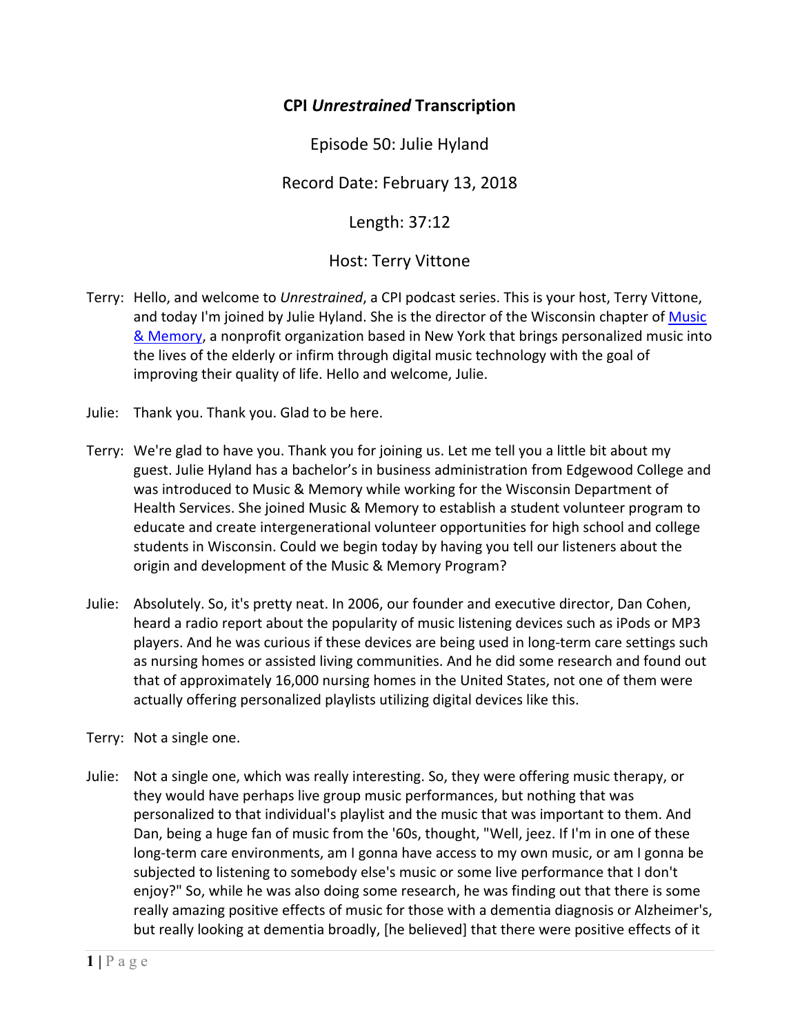# CPI *Unrestrained* Transcription

Episode 50: Julie Hyland

Record Date: February 13, 2018

Length: 37:12

Host: Terry Vittone

Terry: Hello, and welcome to *Unrestrained*, a CPI podcast series. This is your host, Terry Vittone, and today I'm joined by Julie Hyland. She is the director of the Wisconsin chapter of Music & Memory, a nonprofit organization based in New York that brings personalized music into the lives of the elderly or infirm through digital music technology with the goal of improving their quality of life. Hello and welcome, Julie.

Julie: Thank you. Thank you. Glad to be here.

Terry: We're glad to have you. Thank you for joining us. Let me tell you a little bit about my guest. Julie Hyland has a bachelor's in business administration from Edgewood College and was introduced to Music & Memory while working for the Wisconsin Department of Health Services. She joined Music & Memory to establish a student volunteer program to educate and create intergenerational volunteer opportunities for high school and college students in Wisconsin. Could we begin today by having you tell our listeners about the origin and development of the Music & Memory Program?

Julie: Absolutely. So, it's pretty neat. In 2006, our founder and executive director, Dan Cohen, heard a radio report about the popularity of music listening devices such as iPods or MP3 players. And he was curious if these devices are being used in long-term care settings such as nursing homes or assisted living communities. And he did some research and found out that of approximately 16,000 nursing homes in the United States, not one of them were actually offering personalized playlists utilizing digital devices like this.

Terry: Not a single one.

Julie: Not a single one, which was really interesting. So, they were offering music therapy, or they would have perhaps live group music performances, but nothing that was personalized to that individual's playlist and the music that was important to them. And Dan, being a huge fan of music from the '60s, thought, "Well, jeez. If I'm in one of these long-term care environments, am I gonna have access to my own music, or am I gonna be subjected to listening to somebody else's music or some live performance that I don't enjoy?" So, while he was also doing some research, he was finding out that there is some really amazing positive effects of music for those with a dementia diagnosis or Alzheimer's, but really looking at dementia broadly, [he believed] that there were positive effects of it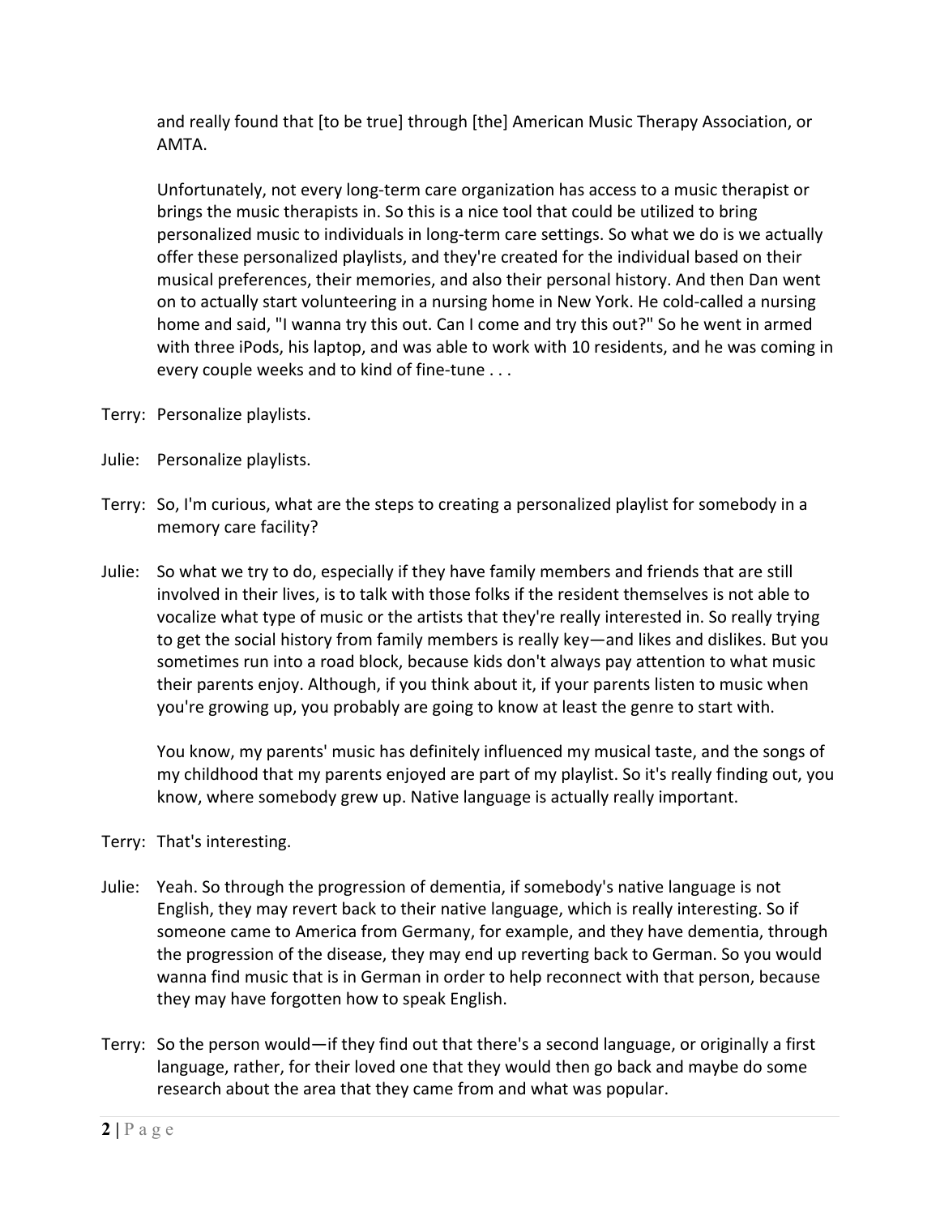and really found that [to be true] through [the] American Music Therapy Association, or AMTA.

Unfortunately, not every long-term care organization has access to a music therapist or brings the music therapists in. So this is a nice tool that could be utilized to bring personalized music to individuals in long-term care settings. So what we do is we actually offer these personalized playlists, and they're created for the individual based on their musical preferences, their memories, and also their personal history. And then Dan went on to actually start volunteering in a nursing home in New York. He cold-called a nursing home and said, "I wanna try this out. Can I come and try this out?" So he went in armed with three iPods, his laptop, and was able to work with 10 residents, and he was coming in every couple weeks and to kind of fine-tune . . .

Terry: Personalize playlists.

Julie: Personalize playlists.

Terry: So, I'm curious, what are the steps to creating a personalized playlist for somebody in a memory care facility?

Julie: So what we try to do, especially if they have family members and friends that are still involved in their lives, is to talk with those folks if the resident themselves is not able to vocalize what type of music or the artists that they're really interested in. So really trying to get the social history from family members is really key—and likes and dislikes. But you sometimes run into a road block, because kids don't always pay attention to what music their parents enjoy. Although, if you think about it, if your parents listen to music when you're growing up, you probably are going to know at least the genre to start with.

You know, my parents' music has definitely influenced my musical taste, and the songs of my childhood that my parents enjoyed are part of my playlist. So it's really finding out, you know, where somebody grew up. Native language is actually really important.

Terry: That's interesting.

Julie: Yeah. So through the progression of dementia, if somebody's native language is not English, they may revert back to their native language, which is really interesting. So if someone came to America from Germany, for example, and they have dementia, through the progression of the disease, they may end up reverting back to German. So you would wanna find music that is in German in order to help reconnect with that person, because they may have forgotten how to speak English.

Terry: So the person would—if they find out that there's a second language, or originally a first language, rather, for their loved one that they would then go back and maybe do some research about the area that they came from and what was popular.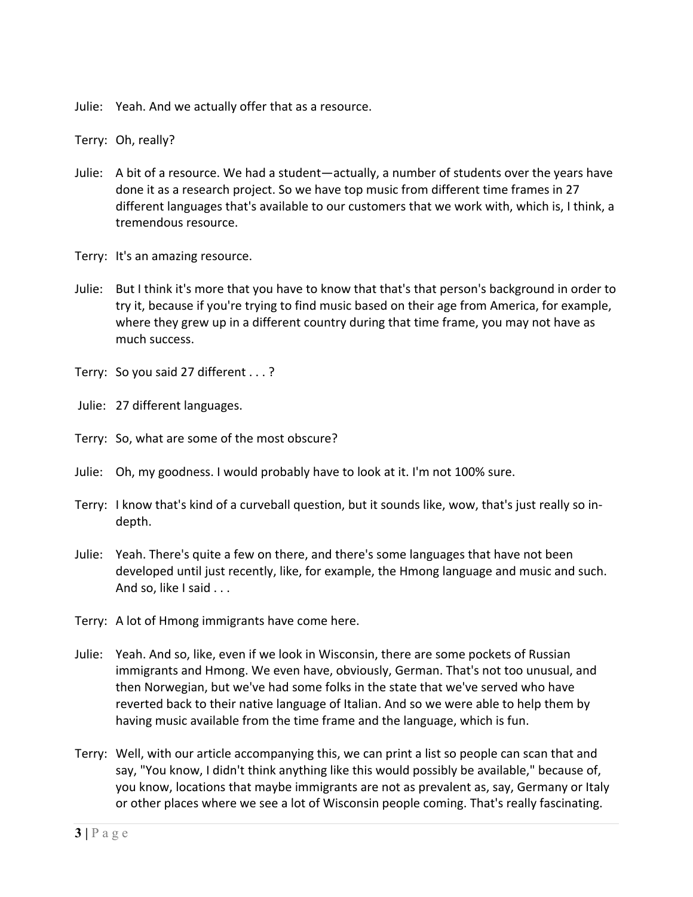Julie: Yeah. And we actually offer that as a resource.

Terry: Oh, really?

Julie: A bit of a resource. We had a student—actually, a number of students over the years have done it as a research project. So we have top music from different time frames in 27 different languages that's available to our customers that we work with, which is, I think, a tremendous resource.

Terry: It's an amazing resource.

Julie: But I think it's more that you have to know that that's that person's background in order to try it, because if you're trying to find music based on their age from America, for example, where they grew up in a different country during that time frame, you may not have as much success.

Terry: So you said 27 different . . . ?

Julie: 27 different languages.

Terry: So, what are some of the most obscure?

Julie: Oh, my goodness. I would probably have to look at it. I'm not 100% sure.

Terry: I know that's kind of a curveball question, but it sounds like, wow, that's just really so in-depth.

Julie: Yeah. There's quite a few on there, and there's some languages that have not been developed until just recently, like, for example, the Hmong language and music and such. And so, like I said . . .

Terry: A lot of Hmong immigrants have come here.

Julie: Yeah. And so, like, even if we look in Wisconsin, there are some pockets of Russian immigrants and Hmong. We even have, obviously, German. That's not too unusual, and then Norwegian, but we've had some folks in the state that we've served who have reverted back to their native language of Italian. And so we were able to help them by having music available from the time frame and the language, which is fun.

Terry: Well, with our article accompanying this, we can print a list so people can scan that and say, "You know, I didn't think anything like this would possibly be available," because of, you know, locations that maybe immigrants are not as prevalent as, say, Germany or Italy or other places where we see a lot of Wisconsin people coming. That's really fascinating.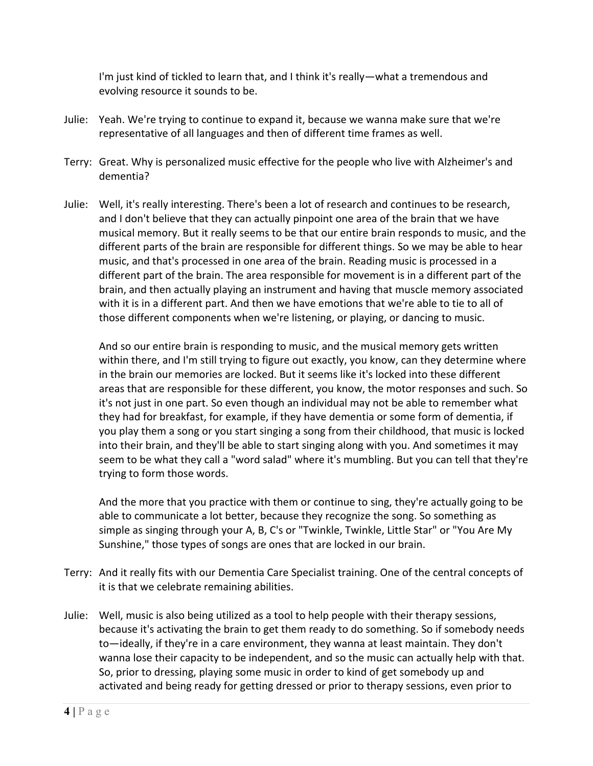I'm just kind of tickled to learn that, and I think it's really—what a tremendous and evolving resource it sounds to be.

Julie: Yeah. We're trying to continue to expand it, because we wanna make sure that we're representative of all languages and then of different time frames as well.

Terry: Great. Why is personalized music effective for the people who live with Alzheimer's and dementia?

Julie: Well, it's really interesting. There's been a lot of research and continues to be research, and I don't believe that they can actually pinpoint one area of the brain that we have musical memory. But it really seems to be that our entire brain responds to music, and the different parts of the brain are responsible for different things. So we may be able to hear music, and that's processed in one area of the brain. Reading music is processed in a different part of the brain. The area responsible for movement is in a different part of the brain, and then actually playing an instrument and having that muscle memory associated with it is in a different part. And then we have emotions that we're able to tie to all of those different components when we're listening, or playing, or dancing to music.

And so our entire brain is responding to music, and the musical memory gets written within there, and I'm still trying to figure out exactly, you know, can they determine where in the brain our memories are locked. But it seems like it's locked into these different areas that are responsible for these different, you know, the motor responses and such. So it's not just in one part. So even though an individual may not be able to remember what they had for breakfast, for example, if they have dementia or some form of dementia, if you play them a song or you start singing a song from their childhood, that music is locked into their brain, and they'll be able to start singing along with you. And sometimes it may seem to be what they call a "word salad" where it's mumbling. But you can tell that they're trying to form those words.

And the more that you practice with them or continue to sing, they're actually going to be able to communicate a lot better, because they recognize the song. So something as simple as singing through your A, B, C's or "Twinkle, Twinkle, Little Star" or "You Are My Sunshine," those types of songs are ones that are locked in our brain.

Terry: And it really fits with our Dementia Care Specialist training. One of the central concepts of it is that we celebrate remaining abilities.

Julie: Well, music is also being utilized as a tool to help people with their therapy sessions, because it's activating the brain to get them ready to do something. So if somebody needs to—ideally, if they're in a care environment, they wanna at least maintain. They don't wanna lose their capacity to be independent, and so the music can actually help with that. So, prior to dressing, playing some music in order to kind of get somebody up and activated and being ready for getting dressed or prior to therapy sessions, even prior to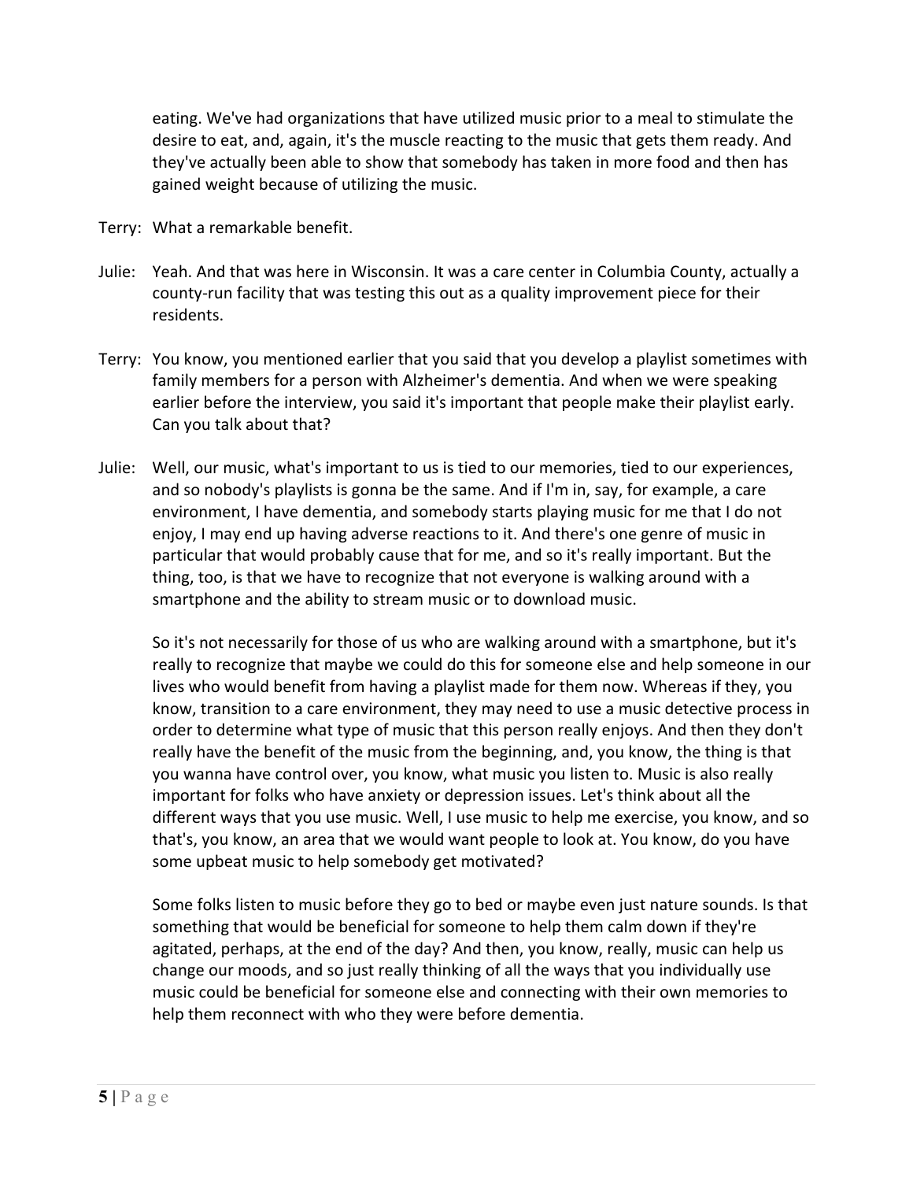eating. We've had organizations that have utilized music prior to a meal to stimulate the desire to eat, and, again, it's the muscle reacting to the music that gets them ready. And they've actually been able to show that somebody has taken in more food and then has gained weight because of utilizing the music.

Terry: What a remarkable benefit.

Julie: Yeah. And that was here in Wisconsin. It was a care center in Columbia County, actually a county-run facility that was testing this out as a quality improvement piece for their residents.

Terry: You know, you mentioned earlier that you said that you develop a playlist sometimes with family members for a person with Alzheimer's dementia. And when we were speaking earlier before the interview, you said it's important that people make their playlist early. Can you talk about that?

Julie: Well, our music, what's important to us is tied to our memories, tied to our experiences, and so nobody's playlists is gonna be the same. And if I'm in, say, for example, a care environment, I have dementia, and somebody starts playing music for me that I do not enjoy, I may end up having adverse reactions to it. And there's one genre of music in particular that would probably cause that for me, and so it's really important. But the thing, too, is that we have to recognize that not everyone is walking around with a smartphone and the ability to stream music or to download music.

So it's not necessarily for those of us who are walking around with a smartphone, but it's really to recognize that maybe we could do this for someone else and help someone in our lives who would benefit from having a playlist made for them now. Whereas if they, you know, transition to a care environment, they may need to use a music detective process in order to determine what type of music that this person really enjoys. And then they don't really have the benefit of the music from the beginning, and, you know, the thing is that you wanna have control over, you know, what music you listen to. Music is also really important for folks who have anxiety or depression issues. Let's think about all the different ways that you use music. Well, I use music to help me exercise, you know, and so that's, you know, an area that we would want people to look at. You know, do you have some upbeat music to help somebody get motivated?

Some folks listen to music before they go to bed or maybe even just nature sounds. Is that something that would be beneficial for someone to help them calm down if they're agitated, perhaps, at the end of the day? And then, you know, really, music can help us change our moods, and so just really thinking of all the ways that you individually use music could be beneficial for someone else and connecting with their own memories to help them reconnect with who they were before dementia.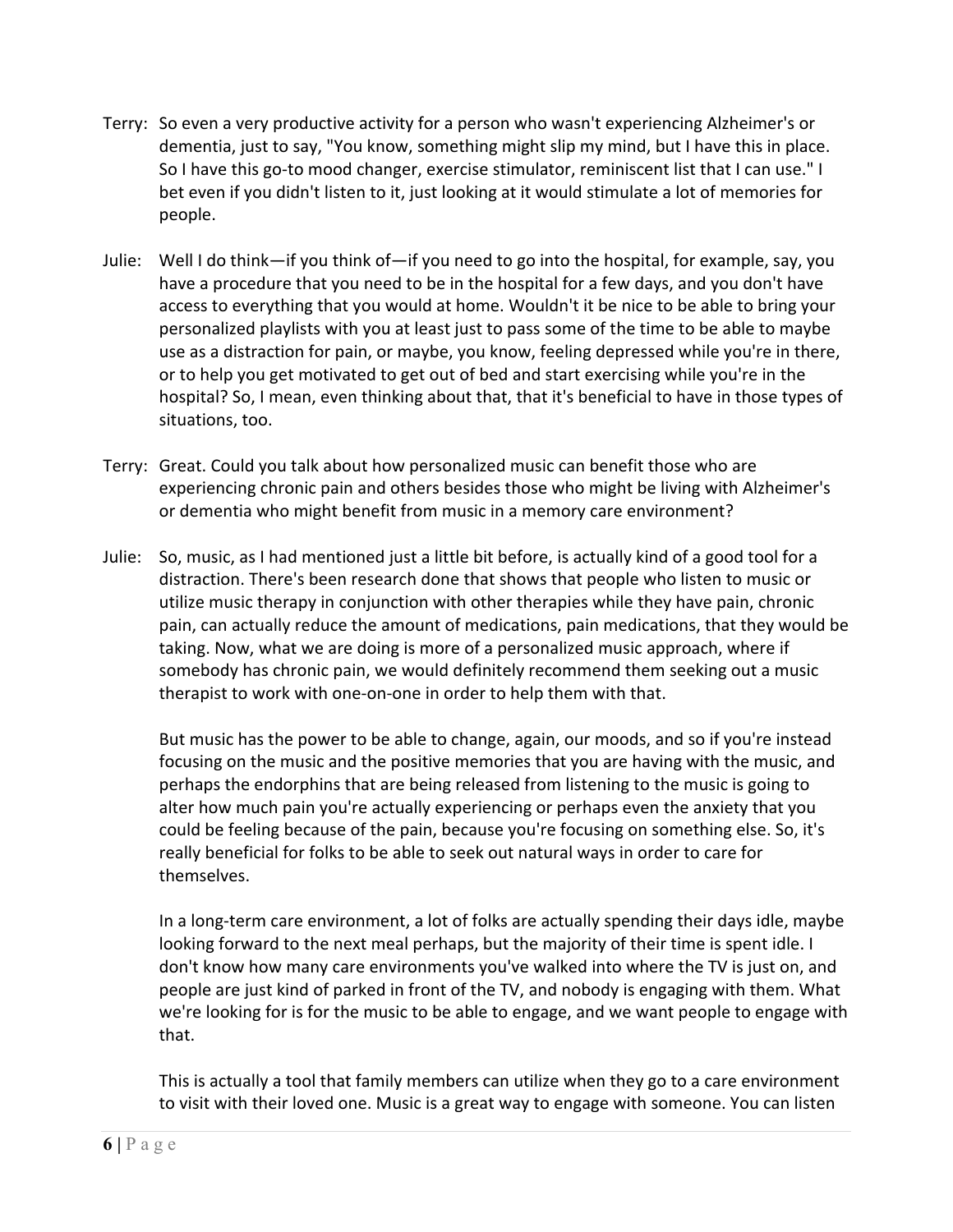Terry: So even a very productive activity for a person who wasn't experiencing Alzheimer's or dementia, just to say, "You know, something might slip my mind, but I have this in place. So I have this go-to mood changer, exercise stimulator, reminiscent list that I can use." I bet even if you didn't listen to it, just looking at it would stimulate a lot of memories for people.

Julie: Well I do think—if you think of—if you need to go into the hospital, for example, say, you have a procedure that you need to be in the hospital for a few days, and you don't have access to everything that you would at home. Wouldn't it be nice to be able to bring your personalized playlists with you at least just to pass some of the time to be able to maybe use as a distraction for pain, or maybe, you know, feeling depressed while you're in there, or to help you get motivated to get out of bed and start exercising while you're in the hospital? So, I mean, even thinking about that, that it's beneficial to have in those types of situations, too.

Terry: Great. Could you talk about how personalized music can benefit those who are experiencing chronic pain and others besides those who might be living with Alzheimer's or dementia who might benefit from music in a memory care environment?

Julie: So, music, as I had mentioned just a little bit before, is actually kind of a good tool for a distraction. There's been research done that shows that people who listen to music or utilize music therapy in conjunction with other therapies while they have pain, chronic pain, can actually reduce the amount of medications, pain medications, that they would be taking. Now, what we are doing is more of a personalized music approach, where if somebody has chronic pain, we would definitely recommend them seeking out a music therapist to work with one-on-one in order to help them with that.

But music has the power to be able to change, again, our moods, and so if you're instead focusing on the music and the positive memories that you are having with the music, and perhaps the endorphins that are being released from listening to the music is going to alter how much pain you're actually experiencing or perhaps even the anxiety that you could be feeling because of the pain, because you're focusing on something else. So, it's really beneficial for folks to be able to seek out natural ways in order to care for themselves.

In a long-term care environment, a lot of folks are actually spending their days idle, maybe looking forward to the next meal perhaps, but the majority of their time is spent idle. I don't know how many care environments you've walked into where the TV is just on, and people are just kind of parked in front of the TV, and nobody is engaging with them. What we're looking for is for the music to be able to engage, and we want people to engage with that.

This is actually a tool that family members can utilize when they go to a care environment to visit with their loved one. Music is a great way to engage with someone. You can listen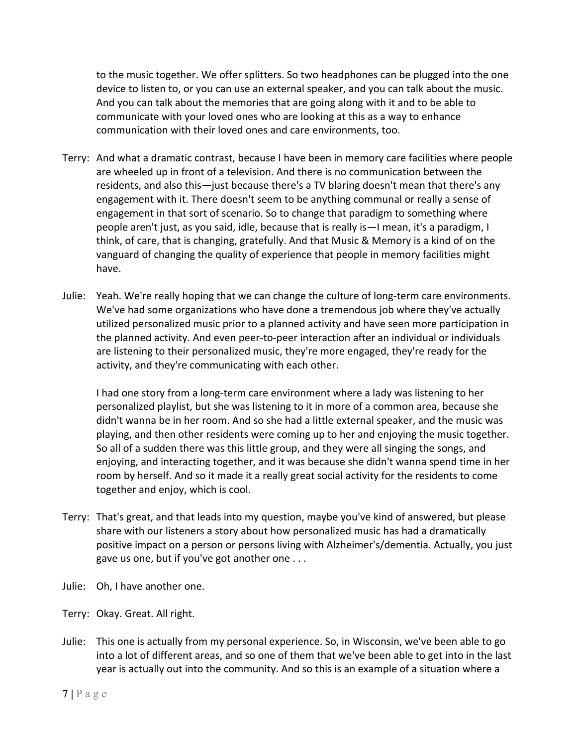to the music together. We offer splitters. So two headphones can be plugged into the one device to listen to, or you can use an external speaker, and you can talk about the music. And you can talk about the memories that are going along with it and to be able to communicate with your loved ones who are looking at this as a way to enhance communication with their loved ones and care environments, too.

Terry: And what a dramatic contrast, because I have been in memory care facilities where people are wheeled up in front of a television. And there is no communication between the residents, and also this—just because there's a TV blaring doesn't mean that there's any engagement with it. There doesn't seem to be anything communal or really a sense of engagement in that sort of scenario. So to change that paradigm to something where people aren't just, as you said, idle, because that is really is—I mean, it's a paradigm, I think, of care, that is changing, gratefully. And that Music & Memory is a kind of on the vanguard of changing the quality of experience that people in memory facilities might have.

Julie: Yeah. We're really hoping that we can change the culture of long-term care environments. We've had some organizations who have done a tremendous job where they've actually utilized personalized music prior to a planned activity and have seen more participation in the planned activity. And even peer-to-peer interaction after an individual or individuals are listening to their personalized music, they're more engaged, they're ready for the activity, and they're communicating with each other.

I had one story from a long-term care environment where a lady was listening to her personalized playlist, but she was listening to it in more of a common area, because she didn't wanna be in her room. And so she had a little external speaker, and the music was playing, and then other residents were coming up to her and enjoying the music together. So all of a sudden there was this little group, and they were all singing the songs, and enjoying, and interacting together, and it was because she didn't wanna spend time in her room by herself. And so it made it a really great social activity for the residents to come together and enjoy, which is cool.

Terry: That's great, and that leads into my question, maybe you've kind of answered, but please share with our listeners a story about how personalized music has had a dramatically positive impact on a person or persons living with Alzheimer's/dementia. Actually, you just gave us one, but if you've got another one . . .

Julie: Oh, I have another one.

Terry: Okay. Great. All right.

Julie: This one is actually from my personal experience. So, in Wisconsin, we've been able to go into a lot of different areas, and so one of them that we've been able to get into in the last year is actually out into the community. And so this is an example of a situation where a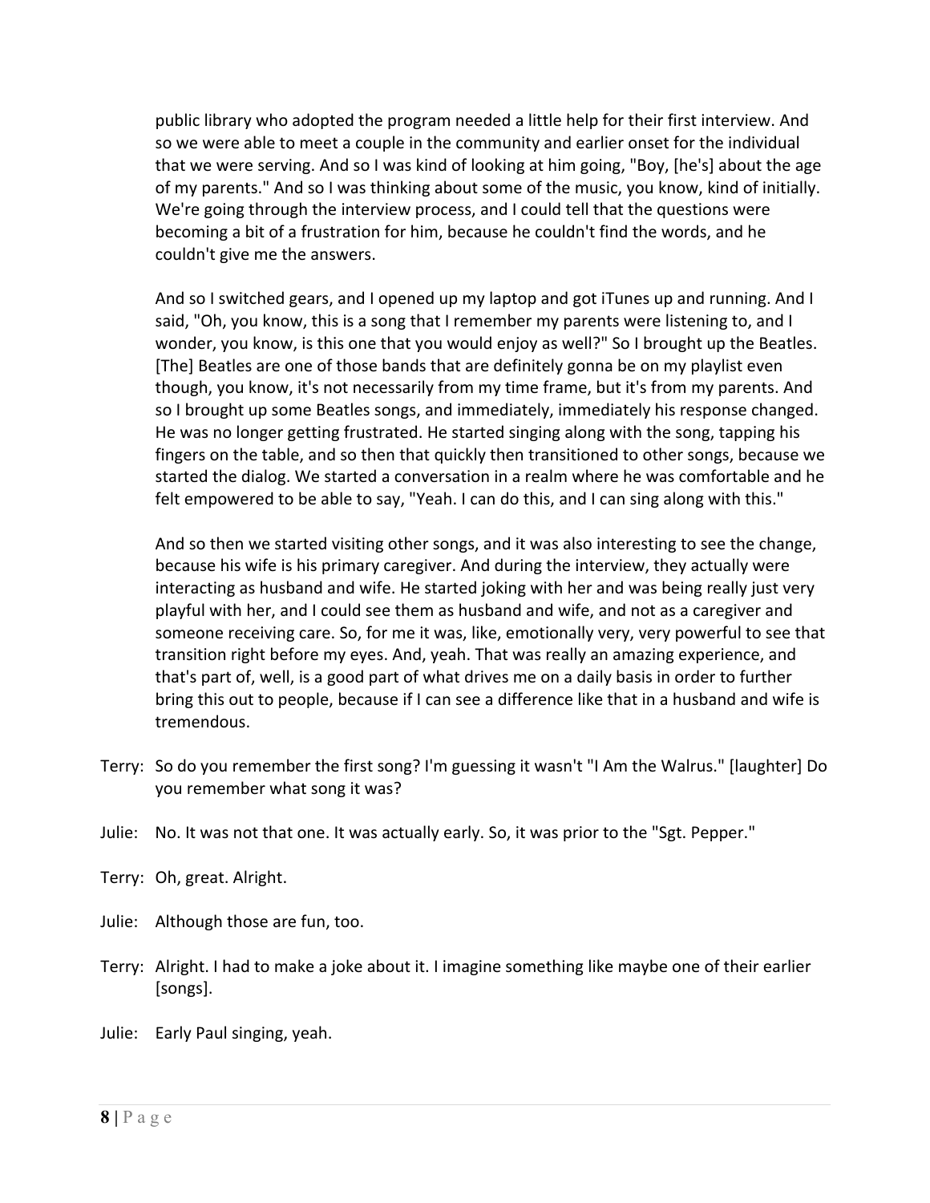public library who adopted the program needed a little help for their first interview. And so we were able to meet a couple in the community and earlier onset for the individual that we were serving. And so I was kind of looking at him going, "Boy, [he's] about the age of my parents." And so I was thinking about some of the music, you know, kind of initially. We're going through the interview process, and I could tell that the questions were becoming a bit of a frustration for him, because he couldn't find the words, and he couldn't give me the answers.

And so I switched gears, and I opened up my laptop and got iTunes up and running. And I said, "Oh, you know, this is a song that I remember my parents were listening to, and I wonder, you know, is this one that you would enjoy as well?" So I brought up the Beatles. [The] Beatles are one of those bands that are definitely gonna be on my playlist even though, you know, it's not necessarily from my time frame, but it's from my parents. And so I brought up some Beatles songs, and immediately, immediately his response changed. He was no longer getting frustrated. He started singing along with the song, tapping his fingers on the table, and so then that quickly then transitioned to other songs, because we started the dialog. We started a conversation in a realm where he was comfortable and he felt empowered to be able to say, "Yeah. I can do this, and I can sing along with this."

And so then we started visiting other songs, and it was also interesting to see the change, because his wife is his primary caregiver. And during the interview, they actually were interacting as husband and wife. He started joking with her and was being really just very playful with her, and I could see them as husband and wife, and not as a caregiver and someone receiving care. So, for me it was, like, emotionally very, very powerful to see that transition right before my eyes. And, yeah. That was really an amazing experience, and that's part of, well, is a good part of what drives me on a daily basis in order to further bring this out to people, because if I can see a difference like that in a husband and wife is tremendous.

Terry: So do you remember the first song? I'm guessing it wasn't "I Am the Walrus." [laughter] Do you remember what song it was?

Julie: No. It was not that one. It was actually early. So, it was prior to the "Sgt. Pepper."

Terry: Oh, great. Alright.

Julie: Although those are fun, too.

Terry: Alright. I had to make a joke about it. I imagine something like maybe one of their earlier [songs].

Julie: Early Paul singing, yeah.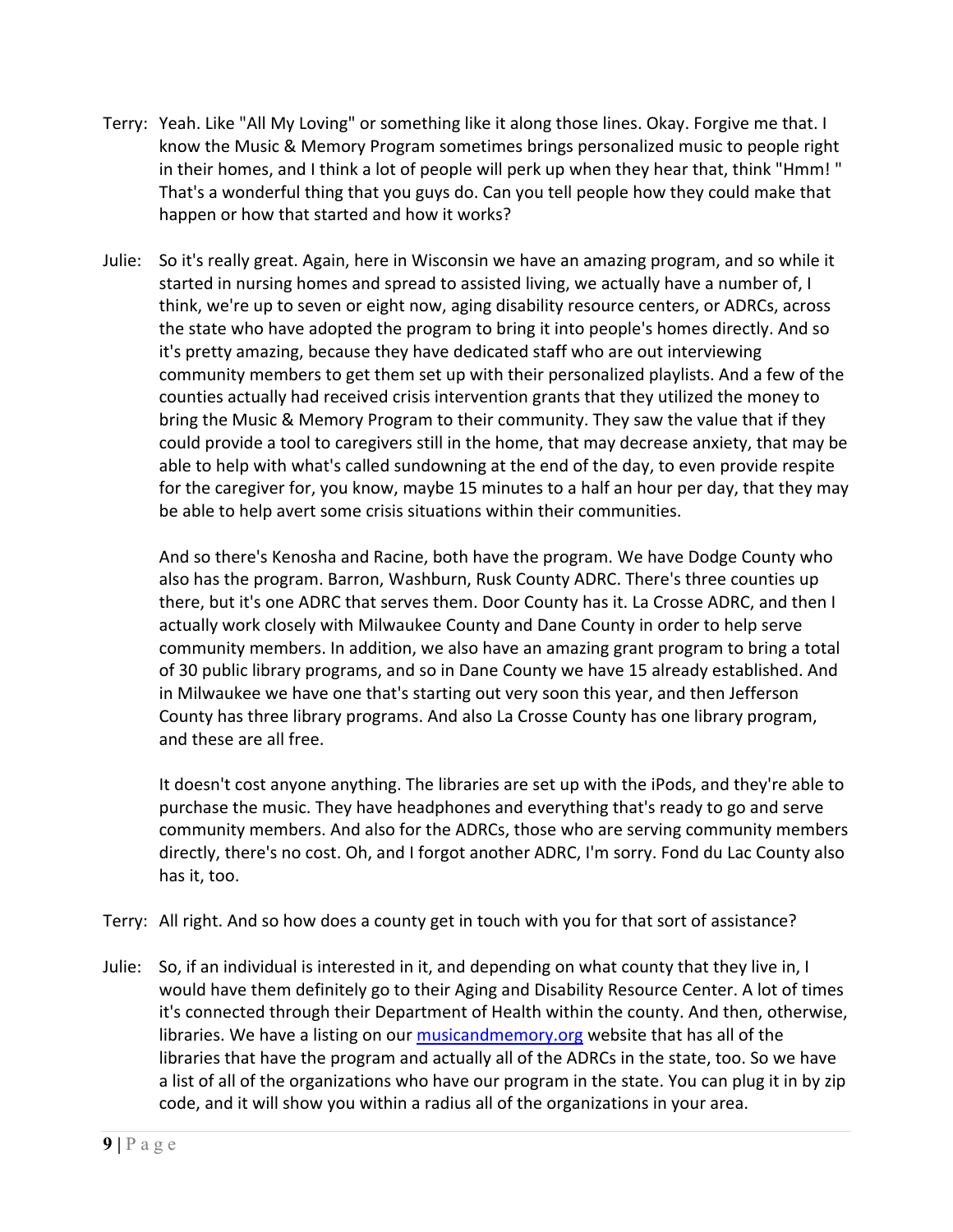Terry: Yeah. Like "All My Loving" or something like it along those lines. Okay. Forgive me that. I know the Music & Memory Program sometimes brings personalized music to people right in their homes, and I think a lot of people will perk up when they hear that, think "Hmm! " That's a wonderful thing that you guys do. Can you tell people how they could make that happen or how that started and how it works?

Julie: So it's really great. Again, here in Wisconsin we have an amazing program, and so while it started in nursing homes and spread to assisted living, we actually have a number of, I think, we're up to seven or eight now, aging disability resource centers, or ADRCs, across the state who have adopted the program to bring it into people's homes directly. And so it's pretty amazing, because they have dedicated staff who are out interviewing community members to get them set up with their personalized playlists. And a few of the counties actually had received crisis intervention grants that they utilized the money to bring the Music & Memory Program to their community. They saw the value that if they could provide a tool to caregivers still in the home, that may decrease anxiety, that may be able to help with what's called sundowning at the end of the day, to even provide respite for the caregiver for, you know, maybe 15 minutes to a half an hour per day, that they may be able to help avert some crisis situations within their communities.

And so there's Kenosha and Racine, both have the program. We have Dodge County who also has the program. Barron, Washburn, Rusk County ADRC. There's three counties up there, but it's one ADRC that serves them. Door County has it. La Crosse ADRC, and then I actually work closely with Milwaukee County and Dane County in order to help serve community members. In addition, we also have an amazing grant program to bring a total of 30 public library programs, and so in Dane County we have 15 already established. And in Milwaukee we have one that's starting out very soon this year, and then Jefferson County has three library programs. And also La Crosse County has one library program, and these are all free.

It doesn't cost anyone anything. The libraries are set up with the iPods, and they're able to purchase the music. They have headphones and everything that's ready to go and serve community members. And also for the ADRCs, those who are serving community members directly, there's no cost. Oh, and I forgot another ADRC, I'm sorry. Fond du Lac County also has it, too.

Terry: All right. And so how does a county get in touch with you for that sort of assistance?

Julie: So, if an individual is interested in it, and depending on what county that they live in, I would have them definitely go to their Aging and Disability Resource Center. A lot of times it's connected through their Department of Health within the county. And then, otherwise, libraries. We have a listing on our [musicandmemory.org](musicandmemory.org) website that has all of the libraries that have the program and actually all of the ADRCs in the state, too. So we have a list of all of the organizations who have our program in the state. You can plug it in by zip code, and it will show you within a radius all of the organizations in your area.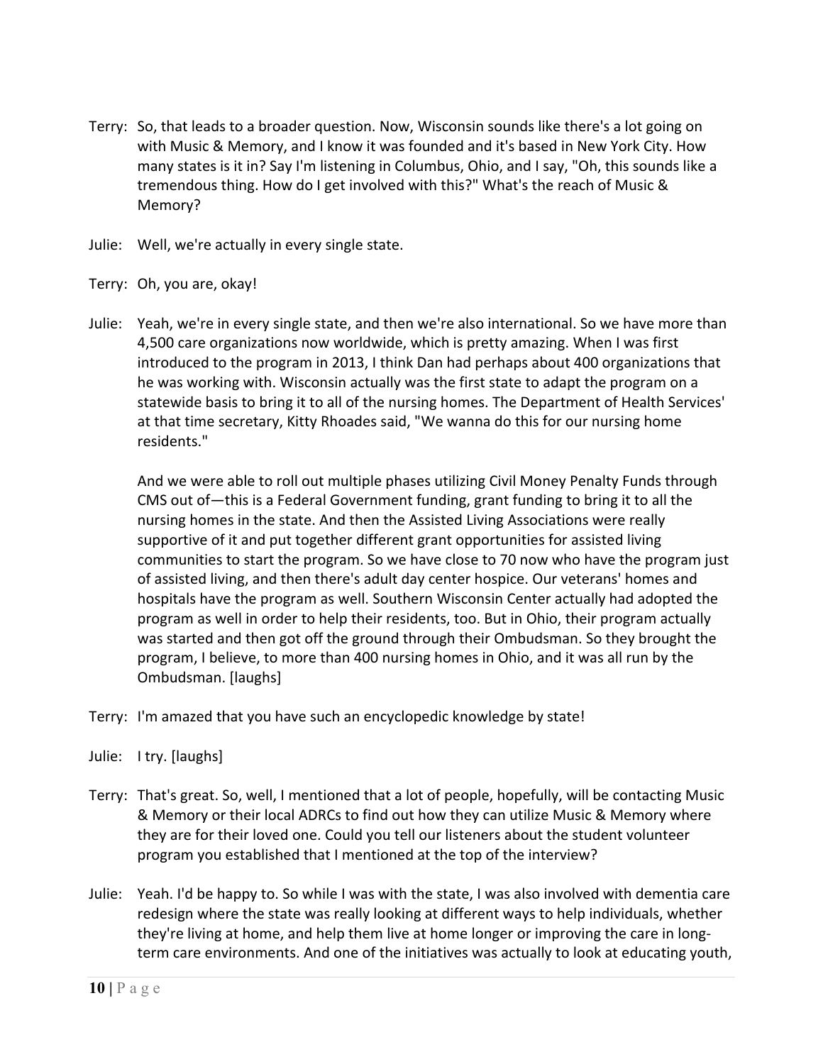Terry: So, that leads to a broader question. Now, Wisconsin sounds like there's a lot going on with Music & Memory, and I know it was founded and it's based in New York City. How many states is it in? Say I'm listening in Columbus, Ohio, and I say, "Oh, this sounds like a tremendous thing. How do I get involved with this?" What's the reach of Music & Memory?

Julie: Well, we're actually in every single state.

Terry: Oh, you are, okay!

Julie: Yeah, we're in every single state, and then we're also international. So we have more than 4,500 care organizations now worldwide, which is pretty amazing. When I was first introduced to the program in 2013, I think Dan had perhaps about 400 organizations that he was working with. Wisconsin actually was the first state to adapt the program on a statewide basis to bring it to all of the nursing homes. The Department of Health Services' at that time secretary, Kitty Rhoades said, "We wanna do this for our nursing home residents."

And we were able to roll out multiple phases utilizing Civil Money Penalty Funds through CMS out of—this is a Federal Government funding, grant funding to bring it to all the nursing homes in the state. And then the Assisted Living Associations were really supportive of it and put together different grant opportunities for assisted living communities to start the program. So we have close to 70 now who have the program just of assisted living, and then there's adult day center hospice. Our veterans' homes and hospitals have the program as well. Southern Wisconsin Center actually had adopted the program as well in order to help their residents, too. But in Ohio, their program actually was started and then got off the ground through their Ombudsman. So they brought the program, I believe, to more than 400 nursing homes in Ohio, and it was all run by the Ombudsman. [laughs]

Terry: I'm amazed that you have such an encyclopedic knowledge by state!

Julie: I try. [laughs]

Terry: That's great. So, well, I mentioned that a lot of people, hopefully, will be contacting Music & Memory or their local ADRCs to find out how they can utilize Music & Memory where they are for their loved one. Could you tell our listeners about the student volunteer program you established that I mentioned at the top of the interview?

Julie: Yeah. I'd be happy to. So while I was with the state, I was also involved with dementia care redesign where the state was really looking at different ways to help individuals, whether they're living at home, and help them live at home longer or improving the care in long-term care environments. And one of the initiatives was actually to look at educating youth,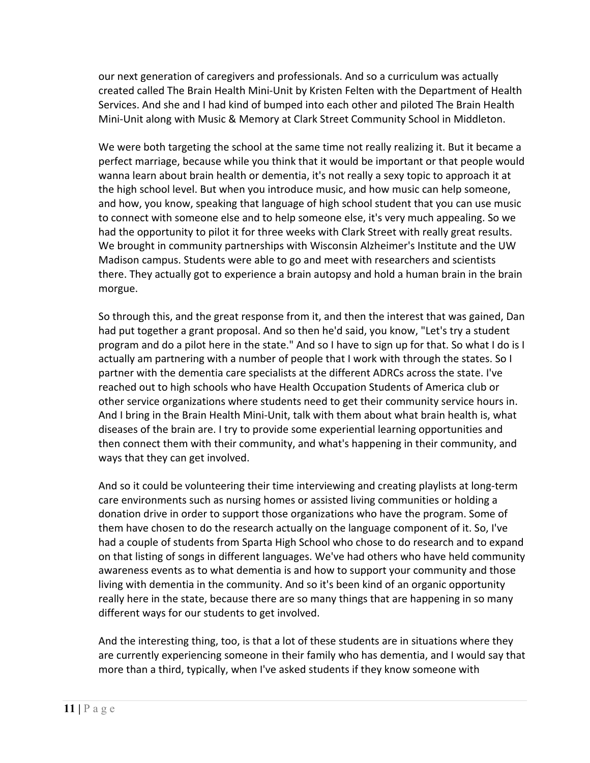our next generation of caregivers and professionals. And so a curriculum was actually created called The Brain Health Mini-Unit by Kristen Felten with the Department of Health Services. And she and I had kind of bumped into each other and piloted The Brain Health Mini-Unit along with Music & Memory at Clark Street Community School in Middleton.

We were both targeting the school at the same time not really realizing it. But it became a perfect marriage, because while you think that it would be important or that people would wanna learn about brain health or dementia, it's not really a sexy topic to approach it at the high school level. But when you introduce music, and how music can help someone, and how, you know, speaking that language of high school student that you can use music to connect with someone else and to help someone else, it's very much appealing. So we had the opportunity to pilot it for three weeks with Clark Street with really great results. We brought in community partnerships with Wisconsin Alzheimer's Institute and the UW Madison campus. Students were able to go and meet with researchers and scientists there. They actually got to experience a brain autopsy and hold a human brain in the brain morgue.

So through this, and the great response from it, and then the interest that was gained, Dan had put together a grant proposal. And so then he'd said, you know, "Let's try a student program and do a pilot here in the state." And so I have to sign up for that. So what I do is I actually am partnering with a number of people that I work with through the states. So I partner with the dementia care specialists at the different ADRCs across the state. I've reached out to high schools who have Health Occupation Students of America club or other service organizations where students need to get their community service hours in. And I bring in the Brain Health Mini-Unit, talk with them about what brain health is, what diseases of the brain are. I try to provide some experiential learning opportunities and then connect them with their community, and what's happening in their community, and ways that they can get involved.

And so it could be volunteering their time interviewing and creating playlists at long-term care environments such as nursing homes or assisted living communities or holding a donation drive in order to support those organizations who have the program. Some of them have chosen to do the research actually on the language component of it. So, I've had a couple of students from Sparta High School who chose to do research and to expand on that listing of songs in different languages. We've had others who have held community awareness events as to what dementia is and how to support your community and those living with dementia in the community. And so it's been kind of an organic opportunity really here in the state, because there are so many things that are happening in so many different ways for our students to get involved.

And the interesting thing, too, is that a lot of these students are in situations where they are currently experiencing someone in their family who has dementia, and I would say that more than a third, typically, when I've asked students if they know someone with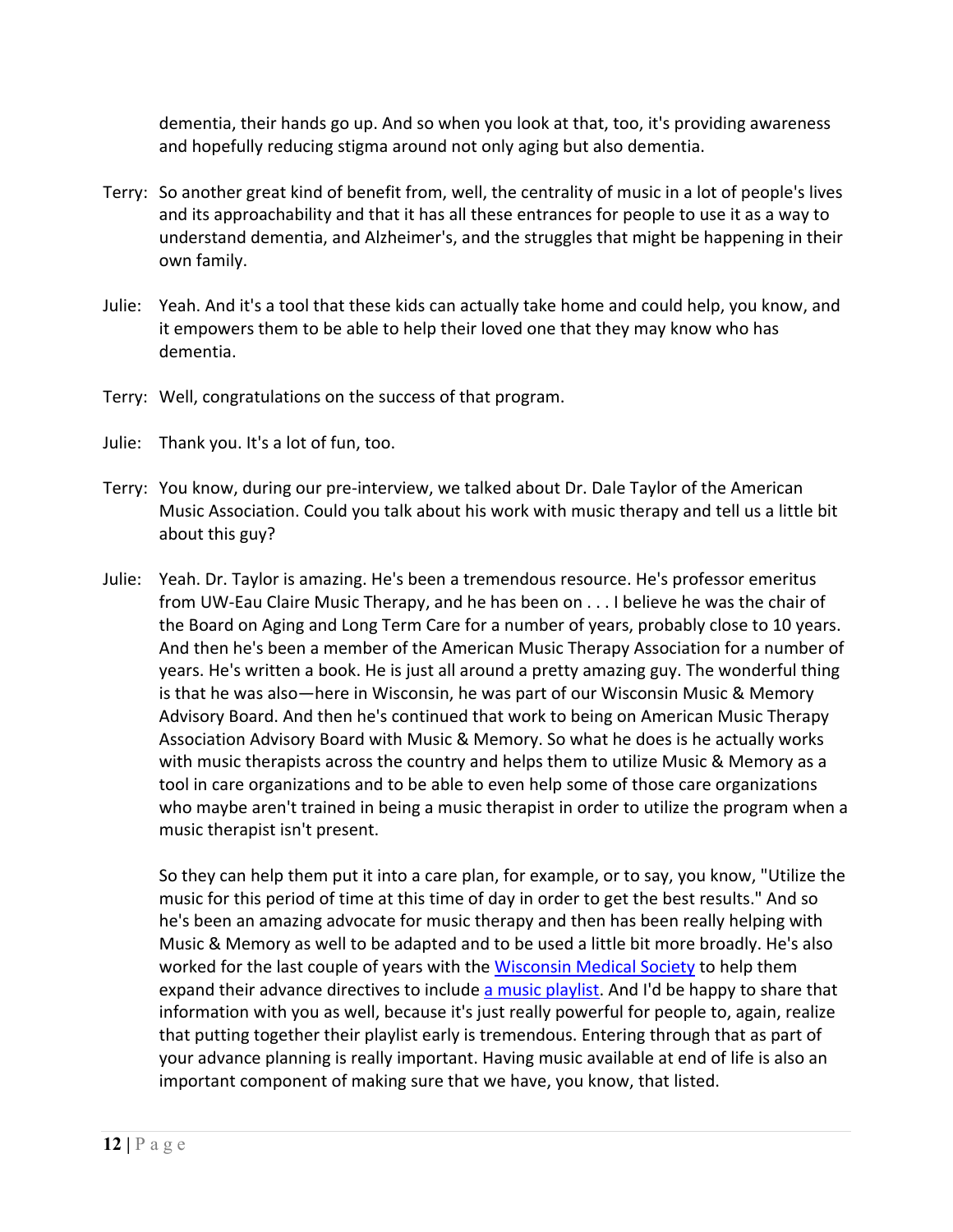dementia, their hands go up. And so when you look at that, too, it's providing awareness and hopefully reducing stigma around not only aging but also dementia.

Terry: So another great kind of benefit from, well, the centrality of music in a lot of people's lives and its approachability and that it has all these entrances for people to use it as a way to understand dementia, and Alzheimer's, and the struggles that might be happening in their own family.

Julie: Yeah. And it's a tool that these kids can actually take home and could help, you know, and it empowers them to be able to help their loved one that they may know who has dementia.

Terry: Well, congratulations on the success of that program.

Julie: Thank you. It's a lot of fun, too.

Terry: You know, during our pre-interview, we talked about Dr. Dale Taylor of the American Music Association. Could you talk about his work with music therapy and tell us a little bit about this guy?

Julie: Yeah. Dr. Taylor is amazing. He's been a tremendous resource. He's professor emeritus from UW-Eau Claire Music Therapy, and he has been on . . . I believe he was the chair of the Board on Aging and Long Term Care for a number of years, probably close to 10 years. And then he's been a member of the American Music Therapy Association for a number of years. He's written a book. He is just all around a pretty amazing guy. The wonderful thing is that he was also—here in Wisconsin, he was part of our Wisconsin Music & Memory Advisory Board. And then he's continued that work to being on American Music Therapy Association Advisory Board with Music & Memory. So what he does is he actually works with music therapists across the country and helps them to utilize Music & Memory as a tool in care organizations and to be able to even help some of those care organizations who maybe aren't trained in being a music therapist in order to utilize the program when a music therapist isn't present.

So they can help them put it into a care plan, for example, or to say, you know, "Utilize the music for this period of time at this time of day in order to get the best results." And so he's been an amazing advocate for music therapy and then has been really helping with Music & Memory as well to be adapted and to be used a little bit more broadly. He's also worked for the last couple of years with the Wisconsin Medical Society to help them expand their advance directives to include a music playlist. And I'd be happy to share that information with you as well, because it's just really powerful for people to, again, realize that putting together their playlist early is tremendous. Entering through that as part of your advance planning is really important. Having music available at end of life is also an important component of making sure that we have, you know, that listed.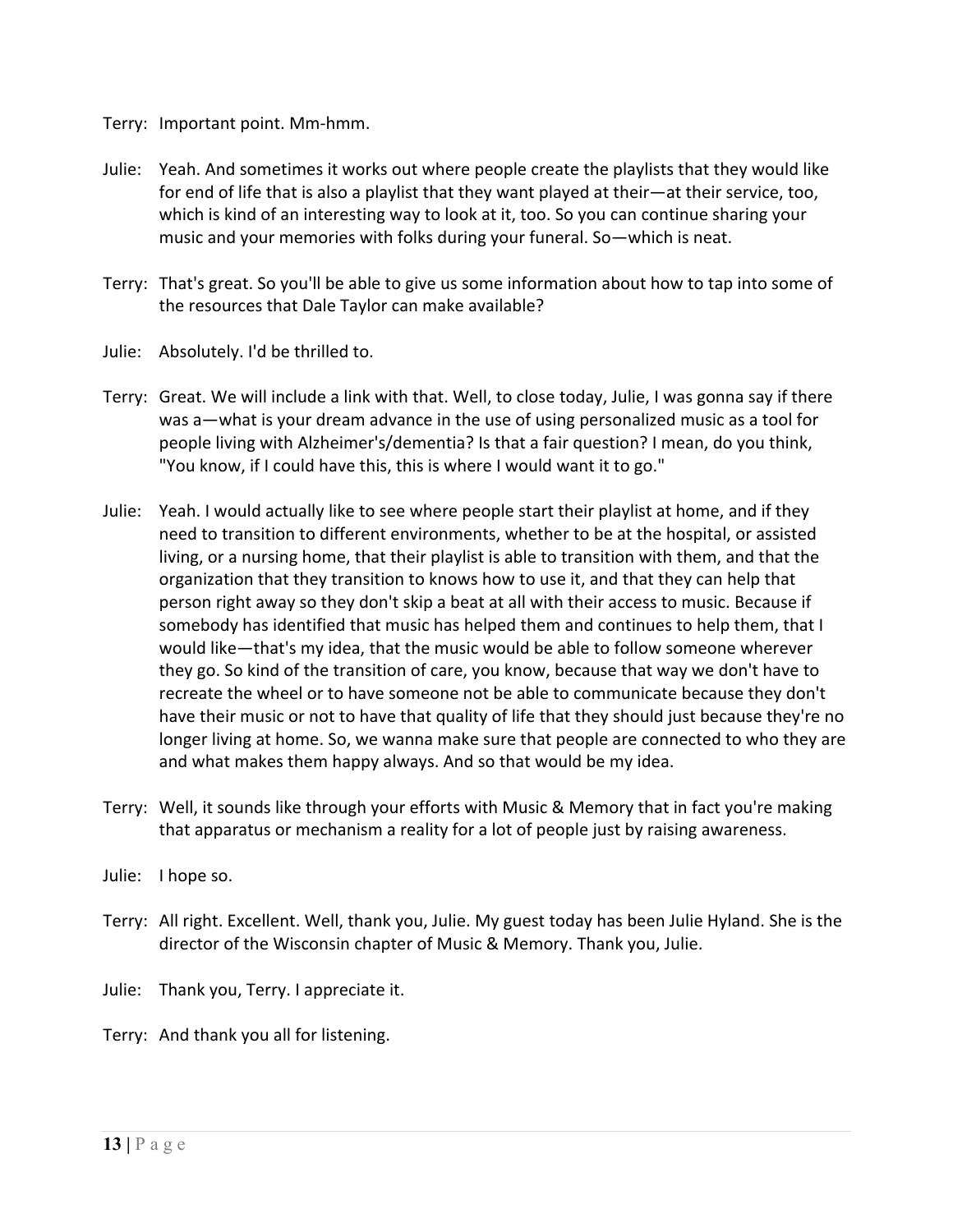Terry: Important point. Mm-hmm.

Julie: Yeah. And sometimes it works out where people create the playlists that they would like for end of life that is also a playlist that they want played at their—at their service, too, which is kind of an interesting way to look at it, too. So you can continue sharing your music and your memories with folks during your funeral. So—which is neat.

Terry: That's great. So you'll be able to give us some information about how to tap into some of the resources that Dale Taylor can make available?

Julie: Absolutely. I'd be thrilled to.

Terry: Great. We will include a link with that. Well, to close today, Julie, I was gonna say if there was a—what is your dream advance in the use of using personalized music as a tool for people living with Alzheimer's/dementia? Is that a fair question? I mean, do you think, "You know, if I could have this, this is where I would want it to go."

Julie: Yeah. I would actually like to see where people start their playlist at home, and if they need to transition to different environments, whether to be at the hospital, or assisted living, or a nursing home, that their playlist is able to transition with them, and that the organization that they transition to knows how to use it, and that they can help that person right away so they don't skip a beat at all with their access to music. Because if somebody has identified that music has helped them and continues to help them, that I would like—that's my idea, that the music would be able to follow someone wherever they go. So kind of the transition of care, you know, because that way we don't have to recreate the wheel or to have someone not be able to communicate because they don't have their music or not to have that quality of life that they should just because they're no longer living at home. So, we wanna make sure that people are connected to who they are and what makes them happy always. And so that would be my idea.

Terry: Well, it sounds like through your efforts with Music & Memory that in fact you're making that apparatus or mechanism a reality for a lot of people just by raising awareness.

Julie: I hope so.

Terry: All right. Excellent. Well, thank you, Julie. My guest today has been Julie Hyland. She is the director of the Wisconsin chapter of Music & Memory. Thank you, Julie.

Julie: Thank you, Terry. I appreciate it.

Terry: And thank you all for listening.